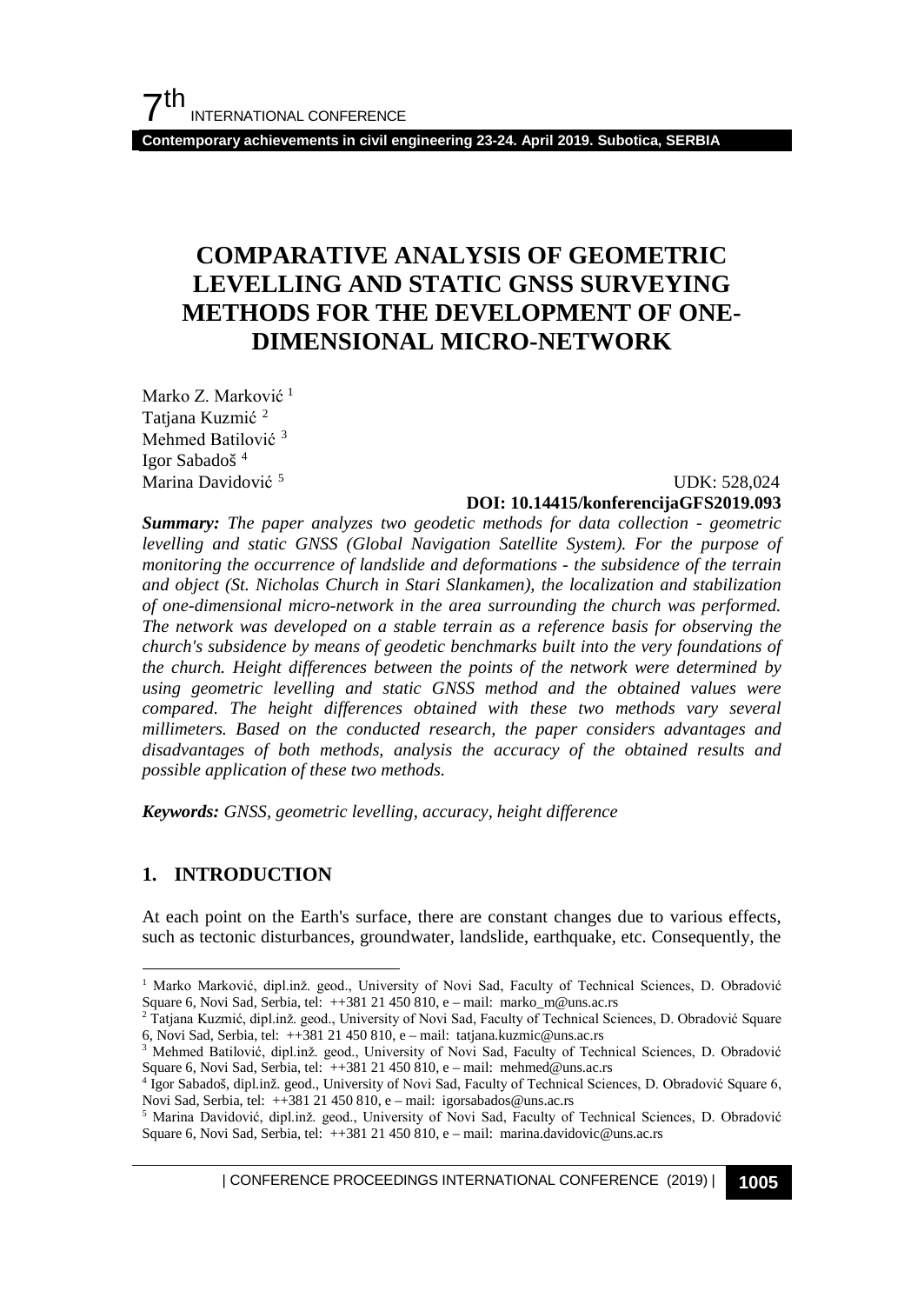# COMPARATIVE ANALYSIS OF GEOMETRIC LEVELLING AND STATIC GNSS SURVEYING METHODS FOR THE DEVELOPMENT OF ONE-DIMENSIONAL MICRO-NETWORK

Marko Z. Marković [1]
Tatjana Kuzmić [2]
Mehmed Batilović [3]
Igor Sabadoš [4]
Marina Davidović [5]

UDK: 528,024
**DOI: 10.14415/konferencijaGFS2019.093**

***Summary:*** *The paper analyzes two geodetic methods for data collection - geometric levelling and static GNSS (Global Navigation Satellite System). For the purpose of monitoring the occurrence of landslide and deformations - the subsidence of the terrain and object (St. Nicholas Church in Stari Slankamen), the localization and stabilization of one-dimensional micro-network in the area surrounding the church was performed. The network was developed on a stable terrain as a reference basis for observing the church's subsidence by means of geodetic benchmarks built into the very foundations of the church. Height differences between the points of the network were determined by using geometric levelling and static GNSS method and the obtained values were compared. The height differences obtained with these two methods vary several millimeters. Based on the conducted research, the paper considers advantages and disadvantages of both methods, analysis the accuracy of the obtained results and possible application of these two methods.*

***Keywords:*** *GNSS, geometric levelling, accuracy, height difference*

## 1. INTRODUCTION

At each point on the Earth's surface, there are constant changes due to various effects, such as tectonic disturbances, groundwater, landslide, earthquake, etc. Consequently, the

---

[1] Marko Marković, dipl.inž. geod., University of Novi Sad, Faculty of Technical Sciences, D. Obradović Square 6, Novi Sad, Serbia, tel: ++381 21 450 810, e – mail: marko_m@uns.ac.rs

[2] Tatjana Kuzmić, dipl.inž. geod., University of Novi Sad, Faculty of Technical Sciences, D. Obradović Square 6, Novi Sad, Serbia, tel: ++381 21 450 810, e – mail: tatjana.kuzmic@uns.ac.rs

[3] Mehmed Batilović, dipl.inž. geod., University of Novi Sad, Faculty of Technical Sciences, D. Obradović Square 6, Novi Sad, Serbia, tel: ++381 21 450 810, e – mail: mehmed@uns.ac.rs

[4] Igor Sabadoš, dipl.inž. geod., University of Novi Sad, Faculty of Technical Sciences, D. Obradović Square 6, Novi Sad, Serbia, tel: ++381 21 450 810, e – mail: igorsabados@uns.ac.rs

[5] Marina Davidović, dipl.inž. geod., University of Novi Sad, Faculty of Technical Sciences, D. Obradović Square 6, Novi Sad, Serbia, tel: ++381 21 450 810, e – mail: marina.davidovic@uns.ac.rs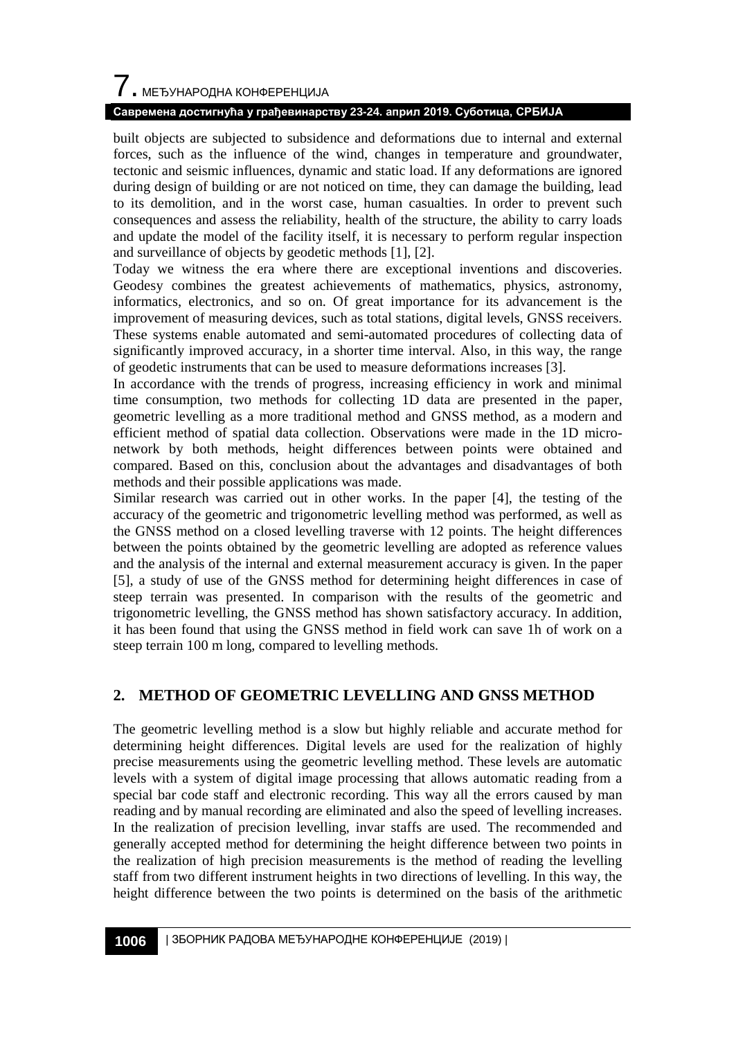built objects are subjected to subsidence and deformations due to internal and external forces, such as the influence of the wind, changes in temperature and groundwater, tectonic and seismic influences, dynamic and static load. If any deformations are ignored during design of building or are not noticed on time, they can damage the building, lead to its demolition, and in the worst case, human casualties. In order to prevent such consequences and assess the reliability, health of the structure, the ability to carry loads and update the model of the facility itself, it is necessary to perform regular inspection and surveillance of objects by geodetic methods [1], [2].

Today we witness the era where there are exceptional inventions and discoveries. Geodesy combines the greatest achievements of mathematics, physics, astronomy, informatics, electronics, and so on. Of great importance for its advancement is the improvement of measuring devices, such as total stations, digital levels, GNSS receivers. These systems enable automated and semi-automated procedures of collecting data of significantly improved accuracy, in a shorter time interval. Also, in this way, the range of geodetic instruments that can be used to measure deformations increases [3].

In accordance with the trends of progress, increasing efficiency in work and minimal time consumption, two methods for collecting 1D data are presented in the paper, geometric levelling as a more traditional method and GNSS method, as a modern and efficient method of spatial data collection. Observations were made in the 1D micro-network by both methods, height differences between points were obtained and compared. Based on this, conclusion about the advantages and disadvantages of both methods and their possible applications was made.

Similar research was carried out in other works. In the paper [4], the testing of the accuracy of the geometric and trigonometric levelling method was performed, as well as the GNSS method on a closed levelling traverse with 12 points. The height differences between the points obtained by the geometric levelling are adopted as reference values and the analysis of the internal and external measurement accuracy is given. In the paper [5], a study of use of the GNSS method for determining height differences in case of steep terrain was presented. In comparison with the results of the geometric and trigonometric levelling, the GNSS method has shown satisfactory accuracy. In addition, it has been found that using the GNSS method in field work can save 1h of work on a steep terrain 100 m long, compared to levelling methods.

## 2. METHOD OF GEOMETRIC LEVELLING AND GNSS METHOD

The geometric levelling method is a slow but highly reliable and accurate method for determining height differences. Digital levels are used for the realization of highly precise measurements using the geometric levelling method. These levels are automatic levels with a system of digital image processing that allows automatic reading from a special bar code staff and electronic recording. This way all the errors caused by man reading and by manual recording are eliminated and also the speed of levelling increases. In the realization of precision levelling, invar staffs are used. The recommended and generally accepted method for determining the height difference between two points in the realization of high precision measurements is the method of reading the levelling staff from two different instrument heights in two directions of levelling. In this way, the height difference between the two points is determined on the basis of the arithmetic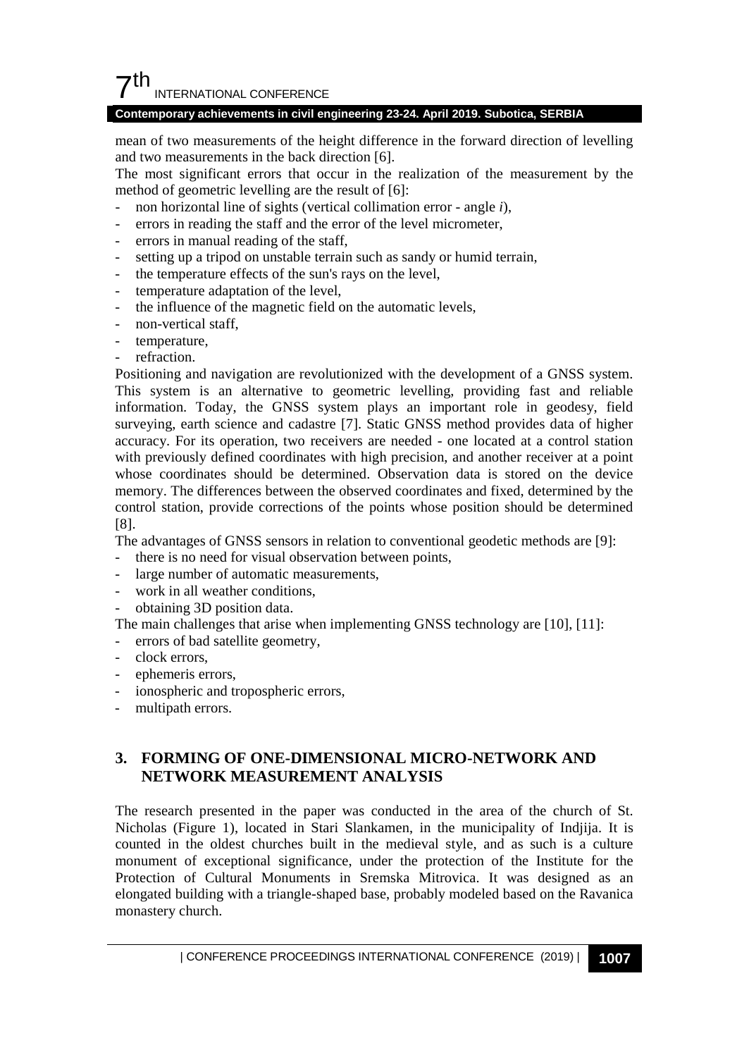mean of two measurements of the height difference in the forward direction of levelling and two measurements in the back direction [6].

The most significant errors that occur in the realization of the measurement by the method of geometric levelling are the result of [6]:

- non horizontal line of sights (vertical collimation error - angle *i*),
- errors in reading the staff and the error of the level micrometer,
- errors in manual reading of the staff,
- setting up a tripod on unstable terrain such as sandy or humid terrain,
- the temperature effects of the sun's rays on the level,
- temperature adaptation of the level,
- the influence of the magnetic field on the automatic levels,
- non-vertical staff,
- temperature,
- refraction.

Positioning and navigation are revolutionized with the development of a GNSS system. This system is an alternative to geometric levelling, providing fast and reliable information. Today, the GNSS system plays an important role in geodesy, field surveying, earth science and cadastre [7]. Static GNSS method provides data of higher accuracy. For its operation, two receivers are needed - one located at a control station with previously defined coordinates with high precision, and another receiver at a point whose coordinates should be determined. Observation data is stored on the device memory. The differences between the observed coordinates and fixed, determined by the control station, provide corrections of the points whose position should be determined [8].

The advantages of GNSS sensors in relation to conventional geodetic methods are [9]:

- there is no need for visual observation between points,
- large number of automatic measurements,
- work in all weather conditions,
- obtaining 3D position data.

The main challenges that arise when implementing GNSS technology are [10], [11]:

- errors of bad satellite geometry,
- clock errors,
- ephemeris errors,
- ionospheric and tropospheric errors,
- multipath errors.

## 3. FORMING OF ONE-DIMENSIONAL MICRO-NETWORK AND NETWORK MEASUREMENT ANALYSIS

The research presented in the paper was conducted in the area of the church of St. Nicholas (Figure 1), located in Stari Slankamen, in the municipality of Indjija. It is counted in the oldest churches built in the medieval style, and as such is a culture monument of exceptional significance, under the protection of the Institute for the Protection of Cultural Monuments in Sremska Mitrovica. It was designed as an elongated building with a triangle-shaped base, probably modeled based on the Ravanica monastery church.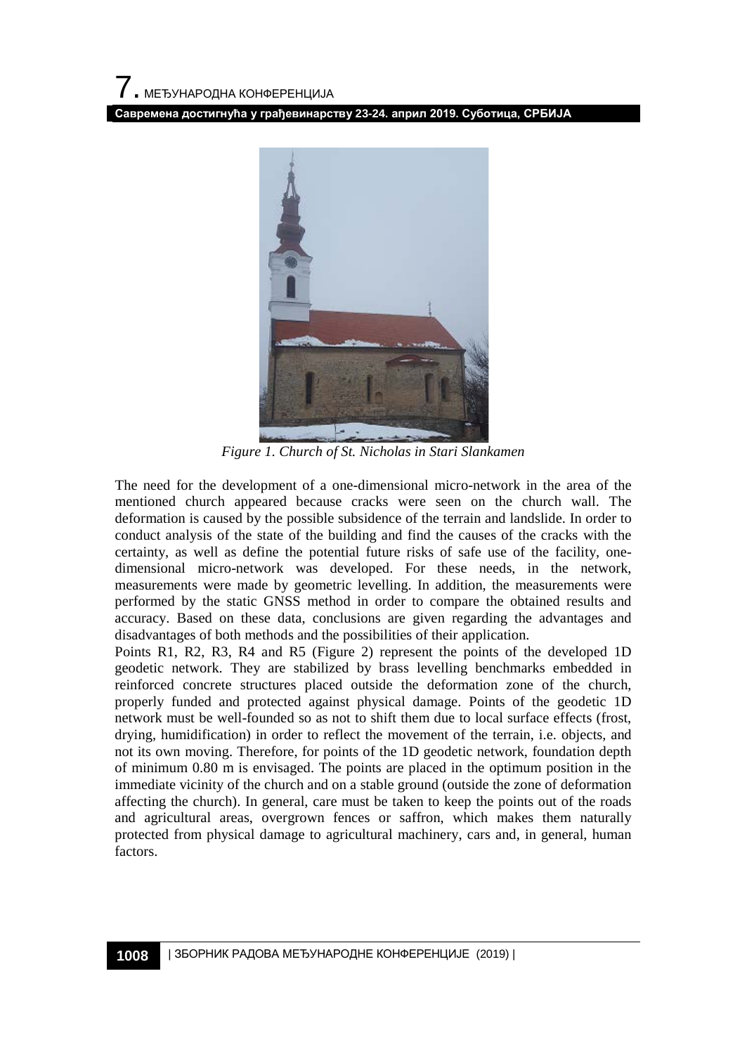*Figure 1. Church of St. Nicholas in Stari Slankamen*

The need for the development of a one-dimensional micro-network in the area of the mentioned church appeared because cracks were seen on the church wall. The deformation is caused by the possible subsidence of the terrain and landslide. In order to conduct analysis of the state of the building and find the causes of the cracks with the certainty, as well as define the potential future risks of safe use of the facility, one-dimensional micro-network was developed. For these needs, in the network, measurements were made by geometric levelling. In addition, the measurements were performed by the static GNSS method in order to compare the obtained results and accuracy. Based on these data, conclusions are given regarding the advantages and disadvantages of both methods and the possibilities of their application.

Points R1, R2, R3, R4 and R5 (Figure 2) represent the points of the developed 1D geodetic network. They are stabilized by brass levelling benchmarks embedded in reinforced concrete structures placed outside the deformation zone of the church, properly funded and protected against physical damage. Points of the geodetic 1D network must be well-founded so as not to shift them due to local surface effects (frost, drying, humidification) in order to reflect the movement of the terrain, i.e. objects, and not its own moving. Therefore, for points of the 1D geodetic network, foundation depth of minimum 0.80 m is envisaged. The points are placed in the optimum position in the immediate vicinity of the church and on a stable ground (outside the zone of deformation affecting the church). In general, care must be taken to keep the points out of the roads and agricultural areas, overgrown fences or saffron, which makes them naturally protected from physical damage to agricultural machinery, cars and, in general, human factors.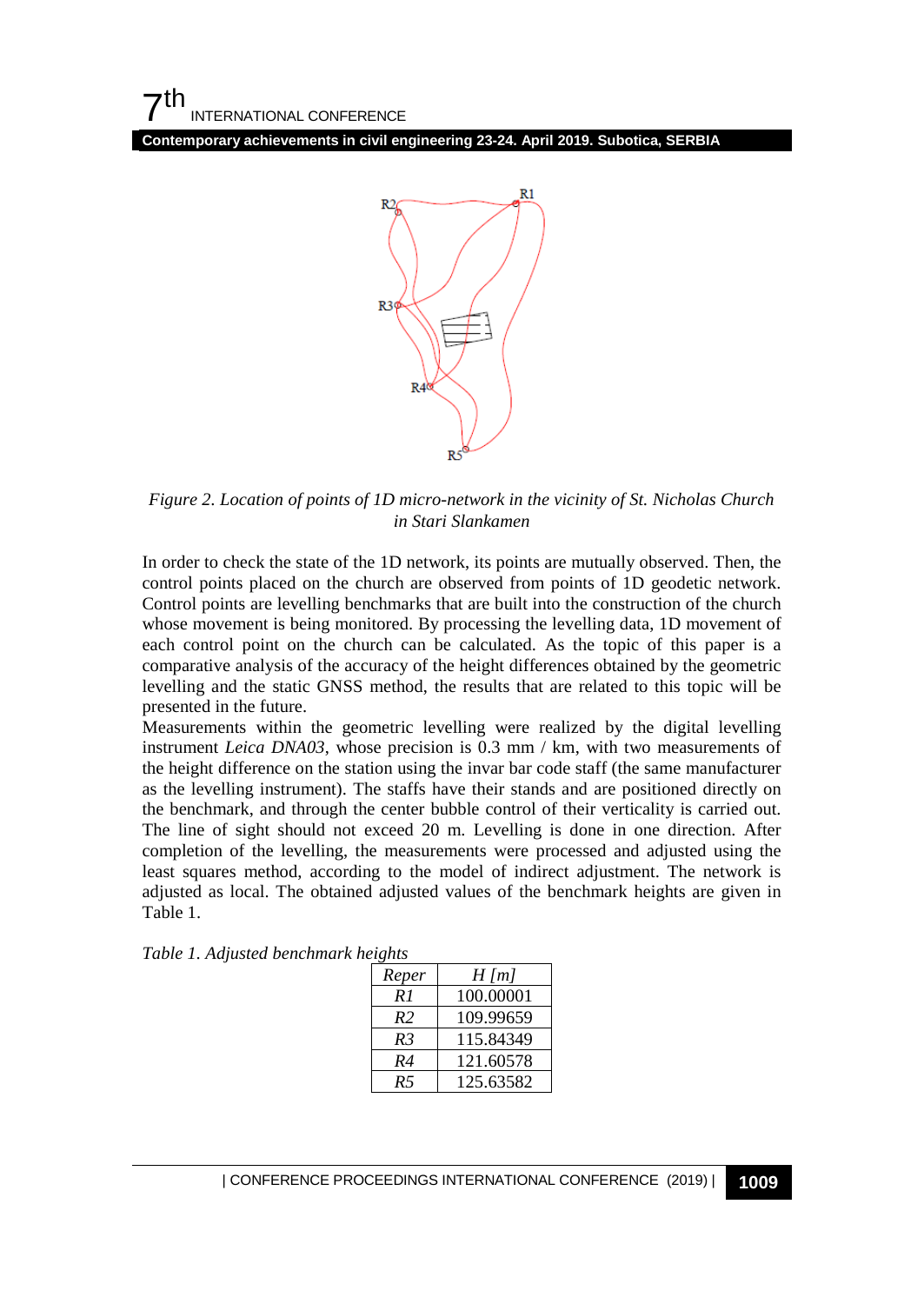*Figure 2. Location of points of 1D micro-network in the vicinity of St. Nicholas Church in Stari Slankamen*

In order to check the state of the 1D network, its points are mutually observed. Then, the control points placed on the church are observed from points of 1D geodetic network. Control points are levelling benchmarks that are built into the construction of the church whose movement is being monitored. By processing the levelling data, 1D movement of each control point on the church can be calculated. As the topic of this paper is a comparative analysis of the accuracy of the height differences obtained by the geometric levelling and the static GNSS method, the results that are related to this topic will be presented in the future.

Measurements within the geometric levelling were realized by the digital levelling instrument *Leica DNA03*, whose precision is 0.3 mm / km, with two measurements of the height difference on the station using the invar bar code staff (the same manufacturer as the levelling instrument). The staffs have their stands and are positioned directly on the benchmark, and through the center bubble control of their verticality is carried out. The line of sight should not exceed 20 m. Levelling is done in one direction. After completion of the levelling, the measurements were processed and adjusted using the least squares method, according to the model of indirect adjustment. The network is adjusted as local. The obtained adjusted values of the benchmark heights are given in Table 1.

*Table 1. Adjusted benchmark heights*

| *Reper* | *H [m]* |
|---|---|
| *R1* | 100.00001 |
| *R2* | 109.99659 |
| *R3* | 115.84349 |
| *R4* | 121.60578 |
| *R5* | 125.63582 |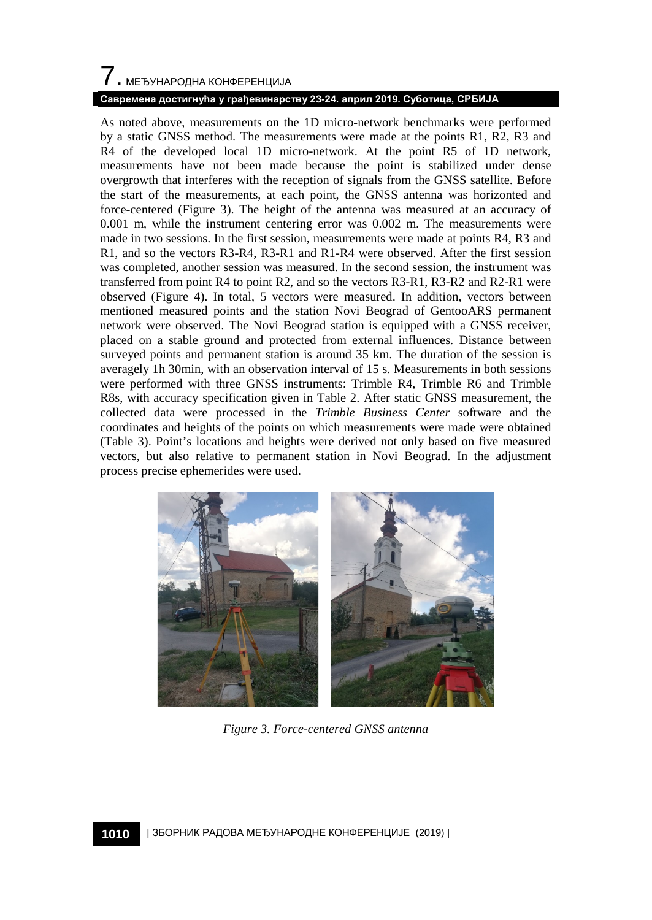As noted above, measurements on the 1D micro-network benchmarks were performed by a static GNSS method. The measurements were made at the points R1, R2, R3 and R4 of the developed local 1D micro-network. At the point R5 of 1D network, measurements have not been made because the point is stabilized under dense overgrowth that interferes with the reception of signals from the GNSS satellite. Before the start of the measurements, at each point, the GNSS antenna was horizonted and force-centered (Figure 3). The height of the antenna was measured at an accuracy of 0.001 m, while the instrument centering error was 0.002 m. The measurements were made in two sessions. In the first session, measurements were made at points R4, R3 and R1, and so the vectors R3-R4, R3-R1 and R1-R4 were observed. After the first session was completed, another session was measured. In the second session, the instrument was transferred from point R4 to point R2, and so the vectors R3-R1, R3-R2 and R2-R1 were observed (Figure 4). In total, 5 vectors were measured. In addition, vectors between mentioned measured points and the station Novi Beograd of GentooARS permanent network were observed. The Novi Beograd station is equipped with a GNSS receiver, placed on a stable ground and protected from external influences. Distance between surveyed points and permanent station is around 35 km. The duration of the session is averagely 1h 30min, with an observation interval of 15 s. Measurements in both sessions were performed with three GNSS instruments: Trimble R4, Trimble R6 and Trimble R8s, with accuracy specification given in Table 2. After static GNSS measurement, the collected data were processed in the *Trimble Business Center* software and the coordinates and heights of the points on which measurements were made were obtained (Table 3). Point's locations and heights were derived not only based on five measured vectors, but also relative to permanent station in Novi Beograd. In the adjustment process precise ephemerides were used.

*Figure 3. Force-centered GNSS antenna*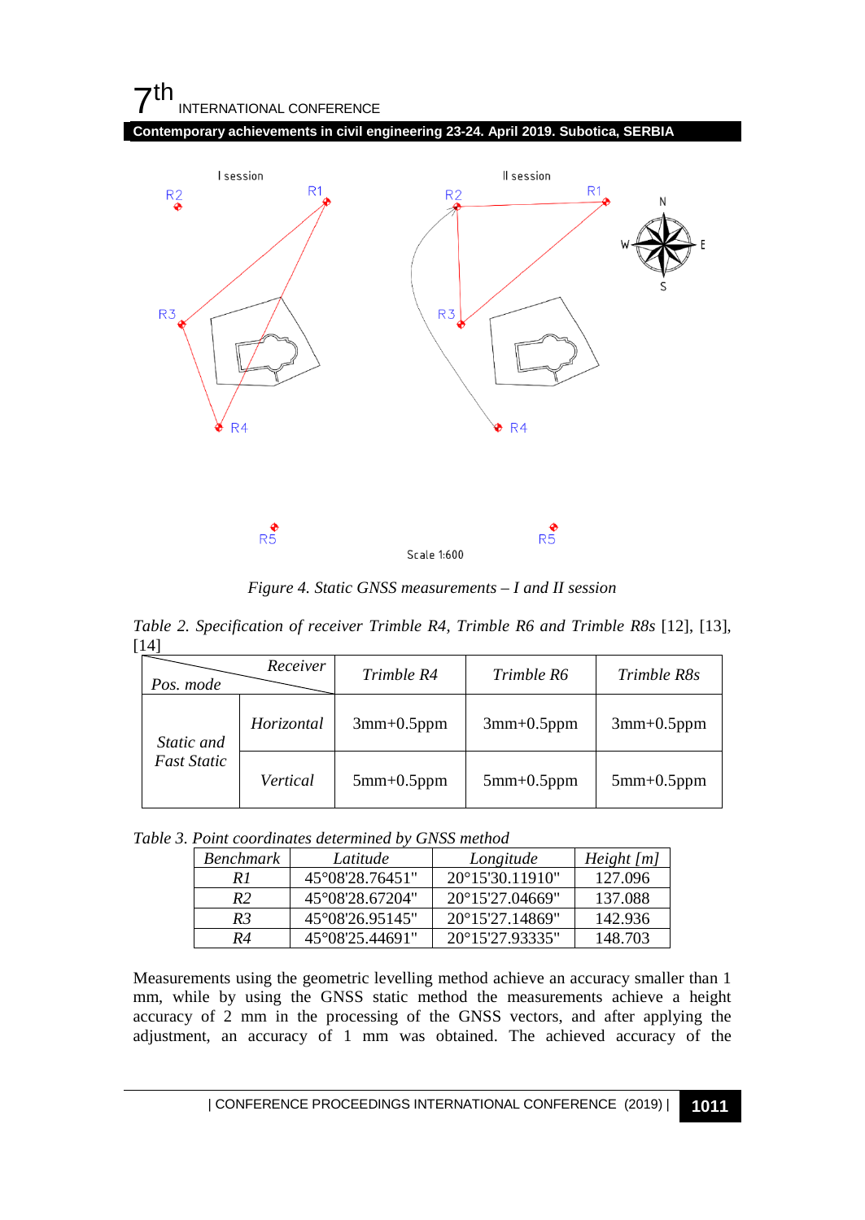*Figure 4. Static GNSS measurements – I and II session*

*Table 2. Specification of receiver Trimble R4, Trimble R6 and Trimble R8s* [12], [13], [14]

| *Pos. mode* / *Receiver* | | *Trimble R4* | *Trimble R6* | *Trimble R8s* |
|---|---|---|---|---|
| *Static and Fast Static* | *Horizontal* | 3mm+0.5ppm | 3mm+0.5ppm | 3mm+0.5ppm |
| | *Vertical* | 5mm+0.5ppm | 5mm+0.5ppm | 5mm+0.5ppm |

*Table 3. Point coordinates determined by GNSS method*

| *Benchmark* | *Latitude* | *Longitude* | *Height [m]* |
|---|---|---|---|
| *R1* | 45°08'28.76451" | 20°15'30.11910" | 127.096 |
| *R2* | 45°08'28.67204" | 20°15'27.04669" | 137.088 |
| *R3* | 45°08'26.95145" | 20°15'27.14869" | 142.936 |
| *R4* | 45°08'25.44691" | 20°15'27.93335" | 148.703 |

Measurements using the geometric levelling method achieve an accuracy smaller than 1 mm, while by using the GNSS static method the measurements achieve a height accuracy of 2 mm in the processing of the GNSS vectors, and after applying the adjustment, an accuracy of 1 mm was obtained. The achieved accuracy of the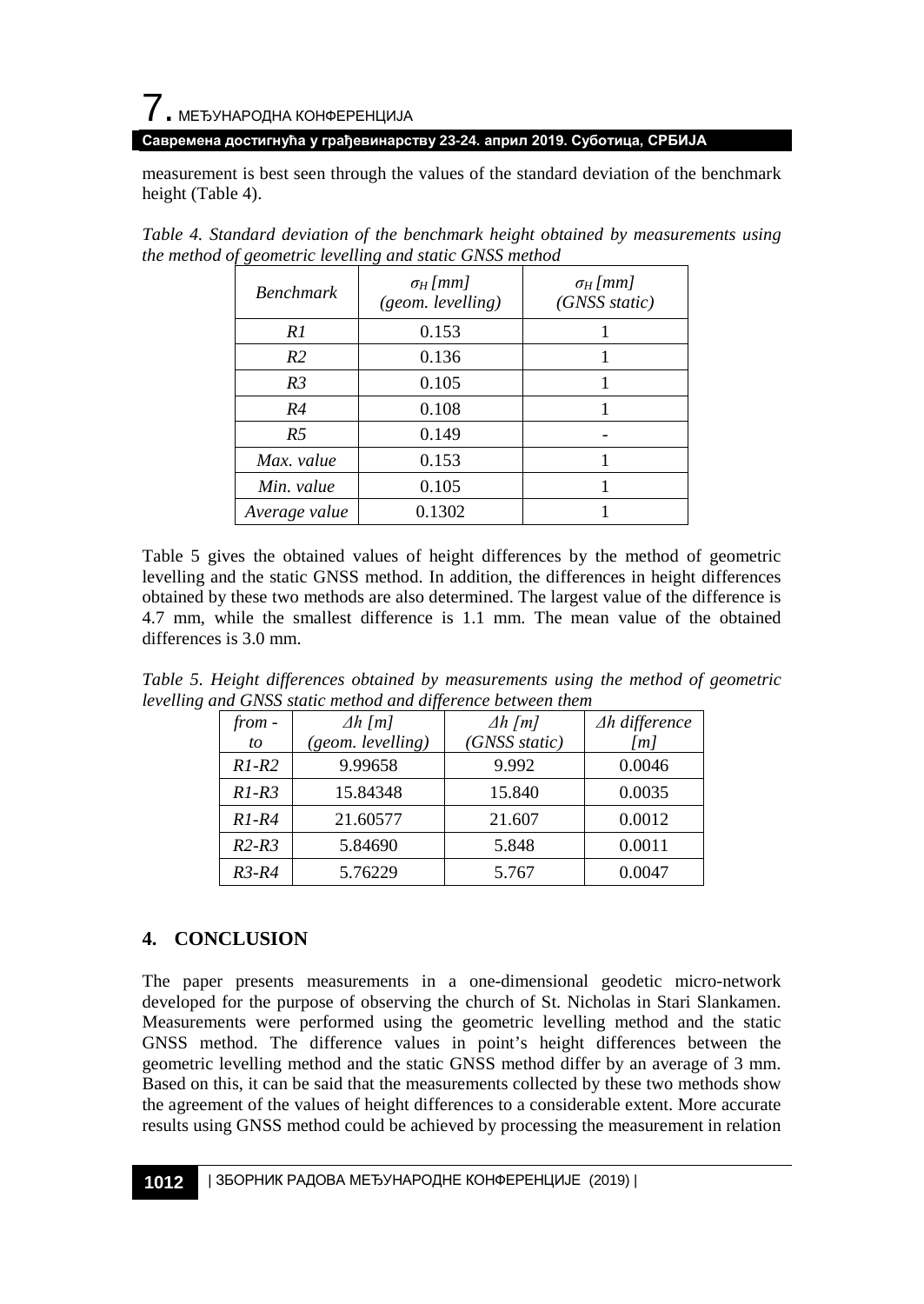measurement is best seen through the values of the standard deviation of the benchmark height (Table 4).

*Table 4. Standard deviation of the benchmark height obtained by measurements using the method of geometric levelling and static GNSS method*

| *Benchmark* | $\sigma_H$ *[mm] (geom. levelling)* | $\sigma_H$ *[mm] (GNSS static)* |
|---|---|---|
| *R1* | 0.153 | 1 |
| *R2* | 0.136 | 1 |
| *R3* | 0.105 | 1 |
| *R4* | 0.108 | 1 |
| *R5* | 0.149 | - |
| *Max. value* | 0.153 | 1 |
| *Min. value* | 0.105 | 1 |
| *Average value* | 0.1302 | 1 |

Table 5 gives the obtained values of height differences by the method of geometric levelling and the static GNSS method. In addition, the differences in height differences obtained by these two methods are also determined. The largest value of the difference is 4.7 mm, while the smallest difference is 1.1 mm. The mean value of the obtained differences is 3.0 mm.

*Table 5. Height differences obtained by measurements using the method of geometric levelling and GNSS static method and difference between them*

| *from - to* | $\Delta h$ *[m] (geom. levelling)* | $\Delta h$ *[m] (GNSS static)* | $\Delta h$ *difference [m]* |
|---|---|---|---|
| *R1-R2* | 9.99658 | 9.992 | 0.0046 |
| *R1-R3* | 15.84348 | 15.840 | 0.0035 |
| *R1-R4* | 21.60577 | 21.607 | 0.0012 |
| *R2-R3* | 5.84690 | 5.848 | 0.0011 |
| *R3-R4* | 5.76229 | 5.767 | 0.0047 |

## 4. CONCLUSION

The paper presents measurements in a one-dimensional geodetic micro-network developed for the purpose of observing the church of St. Nicholas in Stari Slankamen. Measurements were performed using the geometric levelling method and the static GNSS method. The difference values in point's height differences between the geometric levelling method and the static GNSS method differ by an average of 3 mm. Based on this, it can be said that the measurements collected by these two methods show the agreement of the values of height differences to a considerable extent. More accurate results using GNSS method could be achieved by processing the measurement in relation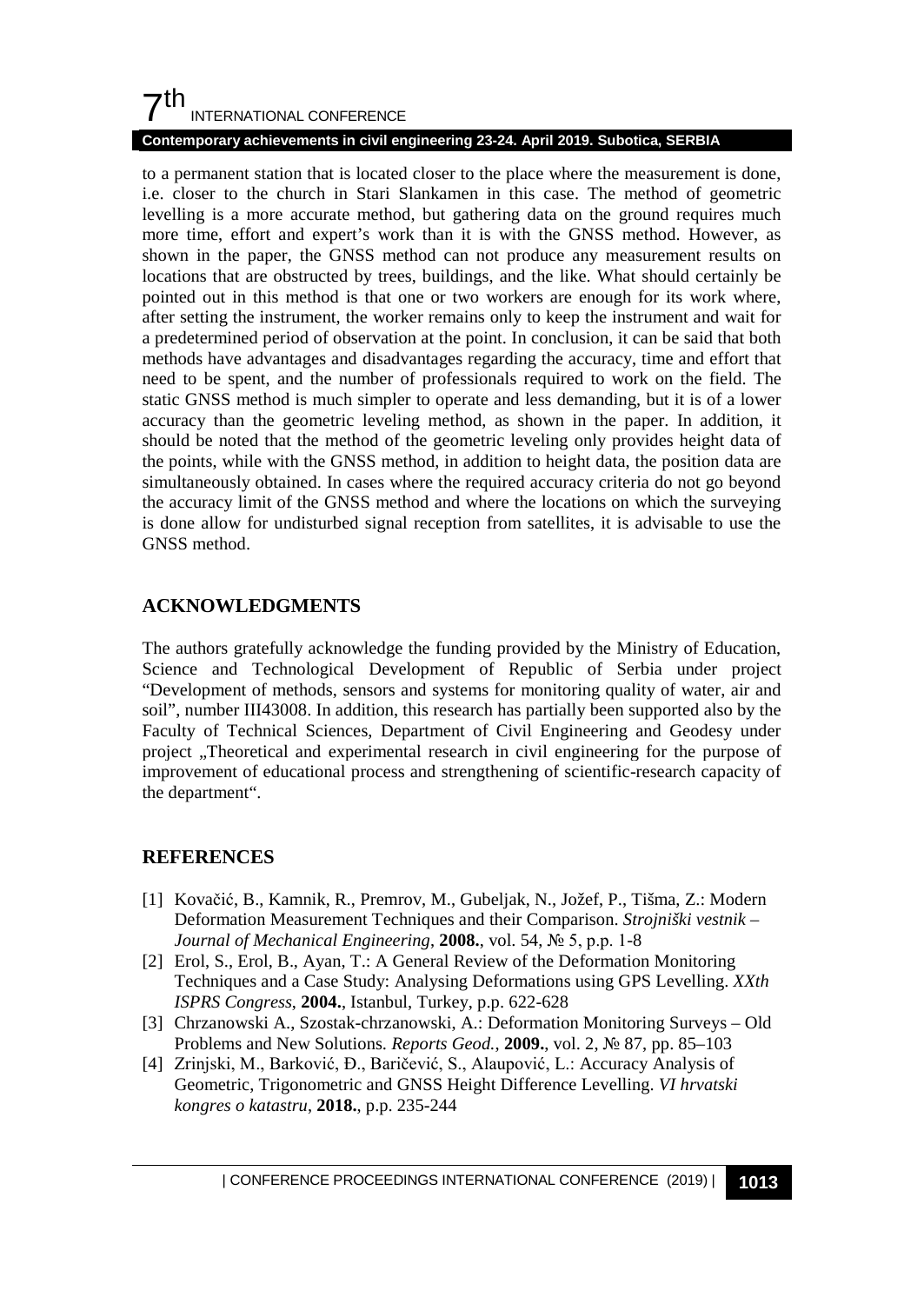to a permanent station that is located closer to the place where the measurement is done, i.e. closer to the church in Stari Slankamen in this case. The method of geometric levelling is a more accurate method, but gathering data on the ground requires much more time, effort and expert's work than it is with the GNSS method. However, as shown in the paper, the GNSS method can not produce any measurement results on locations that are obstructed by trees, buildings, and the like. What should certainly be pointed out in this method is that one or two workers are enough for its work where, after setting the instrument, the worker remains only to keep the instrument and wait for a predetermined period of observation at the point. In conclusion, it can be said that both methods have advantages and disadvantages regarding the accuracy, time and effort that need to be spent, and the number of professionals required to work on the field. The static GNSS method is much simpler to operate and less demanding, but it is of a lower accuracy than the geometric leveling method, as shown in the paper. In addition, it should be noted that the method of the geometric leveling only provides height data of the points, while with the GNSS method, in addition to height data, the position data are simultaneously obtained. In cases where the required accuracy criteria do not go beyond the accuracy limit of the GNSS method and where the locations on which the surveying is done allow for undisturbed signal reception from satellites, it is advisable to use the GNSS method.

## ACKNOWLEDGMENTS

The authors gratefully acknowledge the funding provided by the Ministry of Education, Science and Technological Development of Republic of Serbia under project "Development of methods, sensors and systems for monitoring quality of water, air and soil", number III43008. In addition, this research has partially been supported also by the Faculty of Technical Sciences, Department of Civil Engineering and Geodesy under project „Theoretical and experimental research in civil engineering for the purpose of improvement of educational process and strengthening of scientific-research capacity of the department".

## REFERENCES

[1] Kovačić, B., Kamnik, R., Premrov, M., Gubeljak, N., Jožef, P., Tišma, Z.: Modern Deformation Measurement Techniques and their Comparison. *Strojniški vestnik – Journal of Mechanical Engineering*, **2008.**, vol. 54, № 5, p.p. 1-8

[2] Erol, S., Erol, B., Ayan, T.: A General Review of the Deformation Monitoring Techniques and a Case Study: Analysing Deformations using GPS Levelling. *XXth ISPRS Congress*, **2004.**, Istanbul, Turkey, p.p. 622-628

[3] Chrzanowski A., Szostak-chrzanowski, A.: Deformation Monitoring Surveys – Old Problems and New Solutions. *Reports Geod.*, **2009.**, vol. 2, № 87, pp. 85–103

[4] Zrinjski, M., Barković, Đ., Baričević, S., Alaupović, L.: Accuracy Analysis of Geometric, Trigonometric and GNSS Height Difference Levelling. *VI hrvatski kongres o katastru*, **2018.**, p.p. 235-244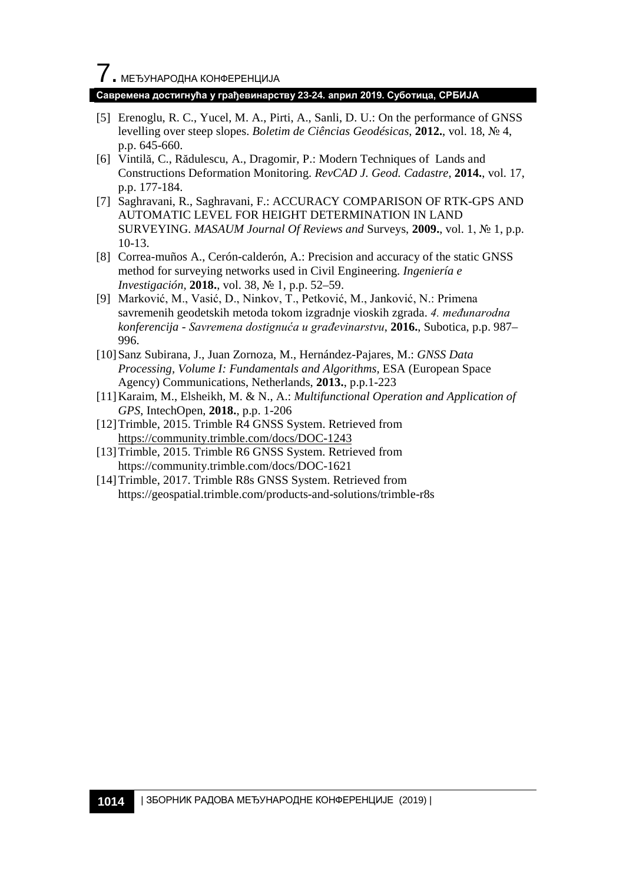[5] Erenoglu, R. C., Yucel, M. A., Pirti, A., Sanli, D. U.: On the performance of GNSS levelling over steep slopes. *Boletim de Ciências Geodésicas*, **2012.**, vol. 18, № 4, p.p. 645-660.

[6] Vintilă, C., Rădulescu, A., Dragomir, P.: Modern Techniques of Lands and Constructions Deformation Monitoring. *RevCAD J. Geod. Cadastre*, **2014.**, vol. 17, p.p. 177-184.

[7] Saghravani, R., Saghravani, F.: ACCURACY COMPARISON OF RTK-GPS AND AUTOMATIC LEVEL FOR HEIGHT DETERMINATION IN LAND SURVEYING. *MASAUM Journal Of Reviews and* Surveys, **2009.**, vol. 1, № 1, p.p. 10-13.

[8] Correa-muños A., Cerón-calderón, A.: Precision and accuracy of the static GNSS method for surveying networks used in Civil Engineering. *Ingeniería e Investigación*, **2018.**, vol. 38, № 1, p.p. 52–59.

[9] Marković, M., Vasić, D., Ninkov, T., Petković, M., Janković, N.: Primena savremenih geodetskih metoda tokom izgradnje vioskih zgrada. *4. međunarodna konferencija - Savremena dostignuća u građevinarstvu*, **2016.**, Subotica, p.p. 987–996.

[10] Sanz Subirana, J., Juan Zornoza, M., Hernández-Pajares, M.: *GNSS Data Processing, Volume I: Fundamentals and Algorithms*, ESA (European Space Agency) Communications, Netherlands, **2013.**, p.p.1-223

[11] Karaim, M., Elsheikh, M. & N., A.: *Multifunctional Operation and Application of GPS*, IntechOpen, **2018.**, p.p. 1-206

[12] Trimble, 2015. Trimble R4 GNSS System. Retrieved from https://community.trimble.com/docs/DOC-1243

[13] Trimble, 2015. Trimble R6 GNSS System. Retrieved from https://community.trimble.com/docs/DOC-1621

[14] Trimble, 2017. Trimble R8s GNSS System. Retrieved from https://geospatial.trimble.com/products-and-solutions/trimble-r8s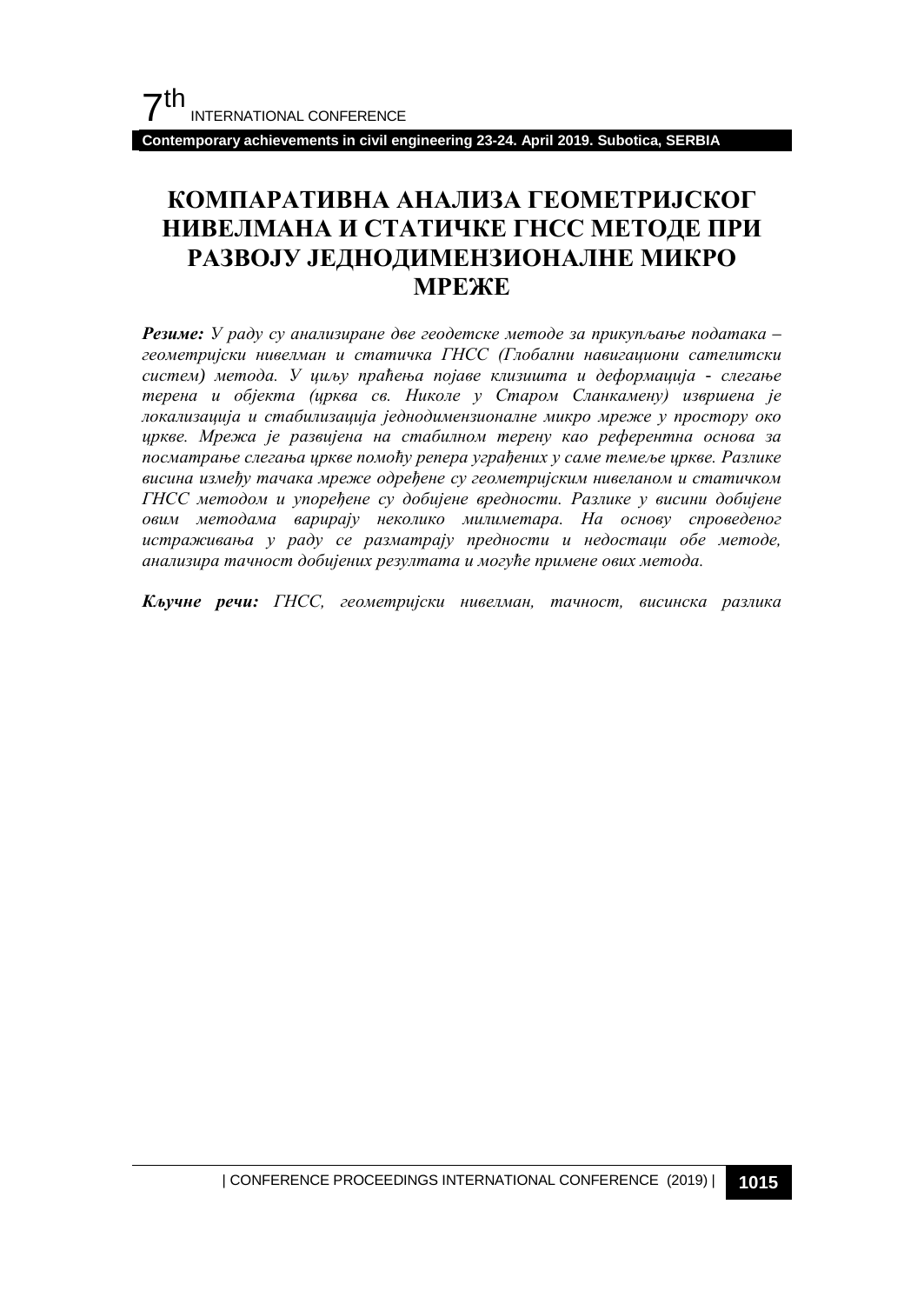# КОМПАРАТИВНА АНАЛИЗА ГЕОМЕТРИЈСКОГ НИВЕЛМАНА И СТАТИЧКЕ ГНСС МЕТОДЕ ПРИ РАЗВОЈУ ЈЕДНОДИМЕНЗИОНАЛНЕ МИКРО МРЕЖЕ

***Резиме:*** *У раду су анализиране две геодетске методе за прикупљање података – геометријски нивелман и статичка ГНСС (Глобални навигациони сателитски систем) метода. У циљу праћења појаве клизишта и деформација - слегање терена и објекта (црква св. Николе у Старом Сланкамену) извршена је локализација и стабилизација једнодимензионалне микро мреже у простору око цркве. Мрежа је развијена на стабилном терену као референтна основа за посматрање слегања цркве помоћу репера уграђених у саме темеље цркве. Разлике висина између тачака мреже одређене су геометријским нивеланом и статичком ГНСС методом и упоређене су добијене вредности. Разлике у висини добијене овим методама варирају неколико милиметара. На основу спроведеног истраживања у раду се разматрају предности и недостаци обе методе, анализира тачност добијених резултата и могуће примене ових метода.*

***Кључне речи:*** *ГНСС, геометријски нивелман, тачност, висинска разлика*